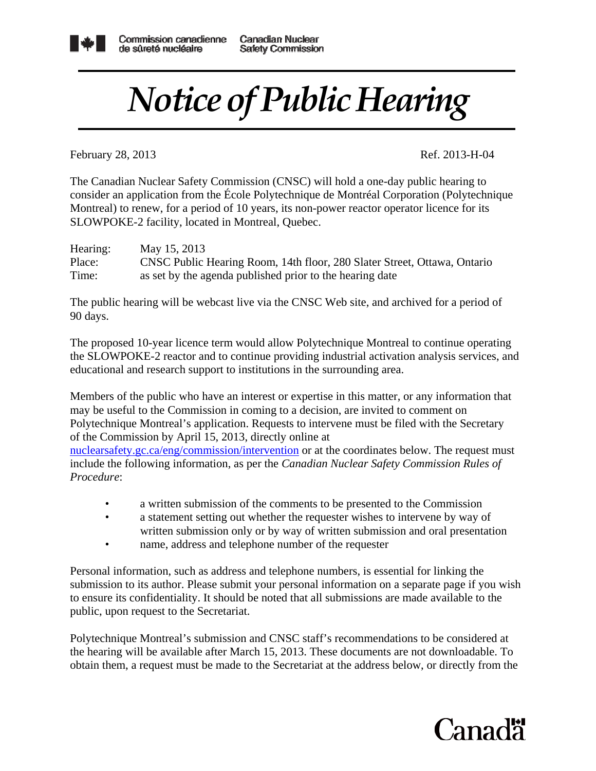Commission canadienne de sûreté nucléaire | Canadian Nuclear Safety Commission

# *Notice of Public Hearing*

February 28, 2013 Ref. 2013-H-04

The Canadian Nuclear Safety Commission (CNSC) will hold a one-day public hearing to consider an application from the École Polytechnique de Montréal Corporation (Polytechnique Montreal) to renew, for a period of 10 years, its non-power reactor operator licence for its SLOWPOKE-2 facility, located in Montreal, Quebec.

Hearing: May 15, 2013
Place: CNSC Public Hearing Room, 14th floor, 280 Slater Street, Ottawa, Ontario
Time: as set by the agenda published prior to the hearing date

The public hearing will be webcast live via the CNSC Web site, and archived for a period of 90 days.

The proposed 10-year licence term would allow Polytechnique Montreal to continue operating the SLOWPOKE-2 reactor and to continue providing industrial activation analysis services, and educational and research support to institutions in the surrounding area.

Members of the public who have an interest or expertise in this matter, or any information that may be useful to the Commission in coming to a decision, are invited to comment on Polytechnique Montreal's application. Requests to intervene must be filed with the Secretary of the Commission by April 15, 2013, directly online at nuclearsafety.gc.ca/eng/commission/intervention or at the coordinates below. The request must include the following information, as per the *Canadian Nuclear Safety Commission Rules of Procedure*:

- a written submission of the comments to be presented to the Commission
- a statement setting out whether the requester wishes to intervene by way of written submission only or by way of written submission and oral presentation
- name, address and telephone number of the requester

Personal information, such as address and telephone numbers, is essential for linking the submission to its author. Please submit your personal information on a separate page if you wish to ensure its confidentiality. It should be noted that all submissions are made available to the public, upon request to the Secretariat.

Polytechnique Montreal's submission and CNSC staff's recommendations to be considered at the hearing will be available after March 15, 2013. These documents are not downloadable. To obtain them, a request must be made to the Secretariat at the address below, or directly from the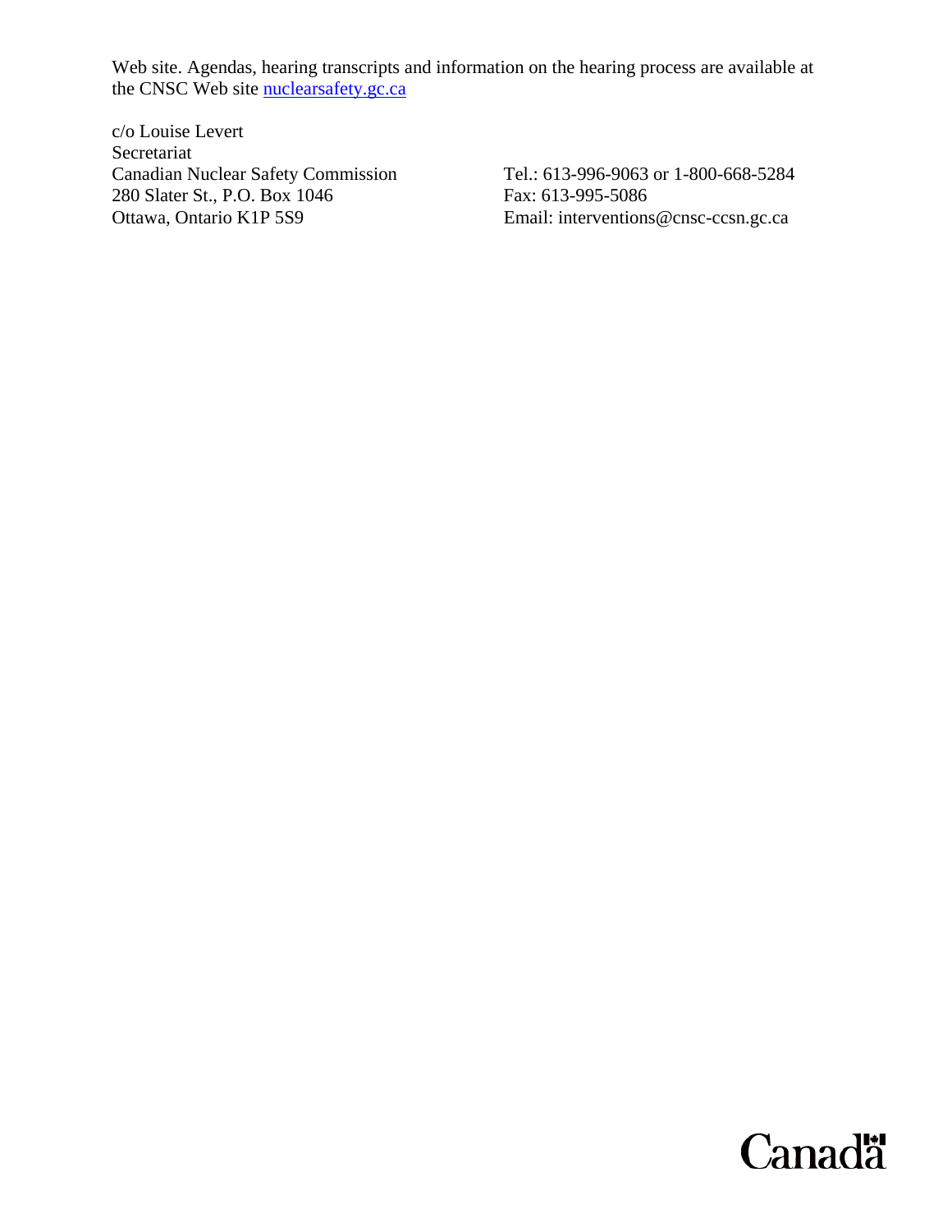Web site. Agendas, hearing transcripts and information on the hearing process are available at the CNSC Web site [nuclearsafety.gc.ca](http://nuclearsafety.gc.ca)

c/o Louise Levert
Secretariat
Canadian Nuclear Safety Commission
280 Slater St., P.O. Box 1046
Ottawa, Ontario K1P 5S9

Tel.: 613-996-9063 or 1-800-668-5284
Fax: 613-995-5086
Email: interventions@cnsc-ccsn.gc.ca

Canada